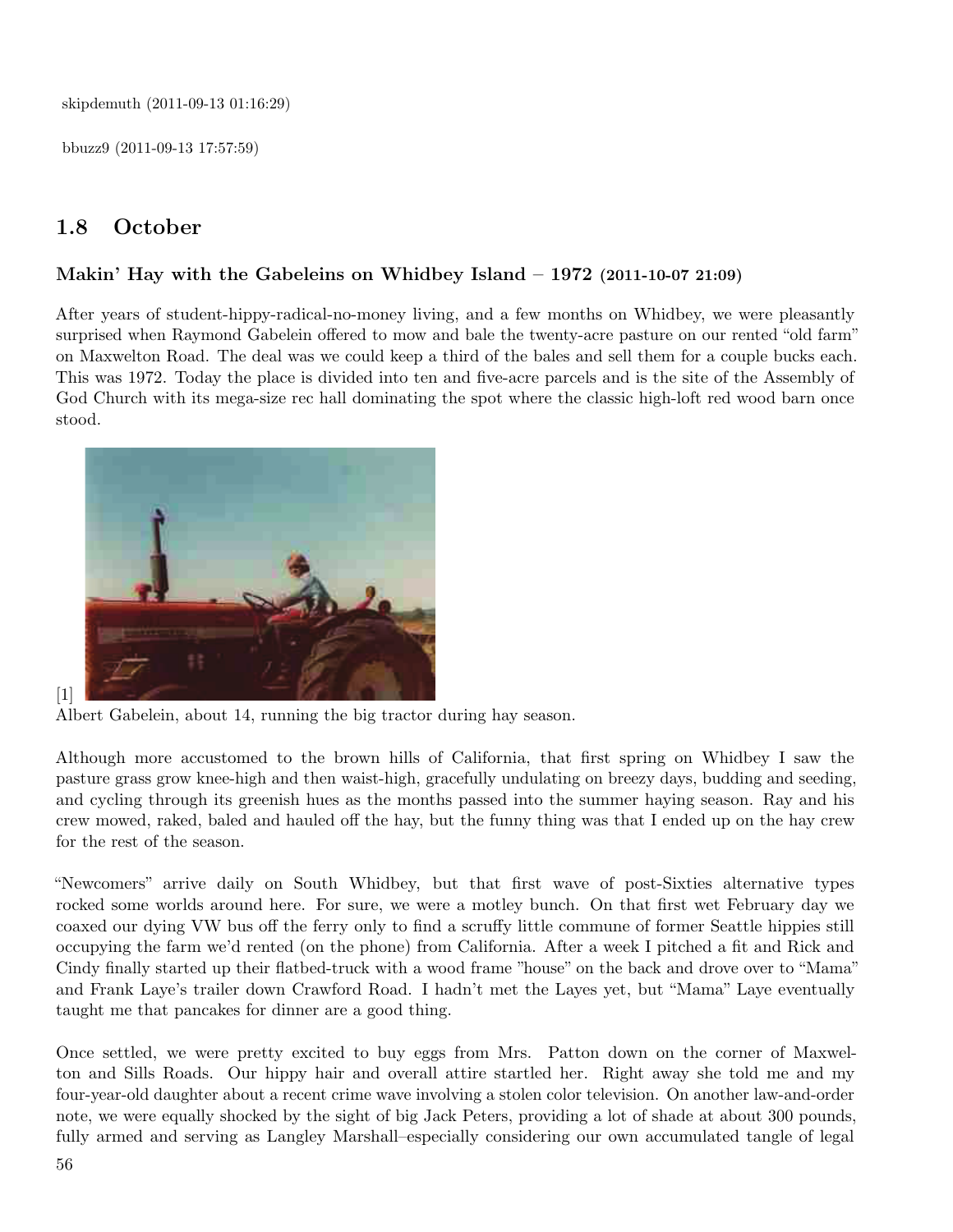skipdemuth (2011-09-13 01:16:29)

bbuzz9 (2011-09-13 17:57:59)

## 1.8 October

### Makin' Hay with the Gabeleins on Whidbey Island – 1972 (2011-10-07 21:09)

After years of student-hippy-radical-no-money living, and a few months on Whidbey, we were pleasantly surprised when Raymond Gabelein offered to mow and bale the twenty-acre pasture on our rented "old farm" on Maxwelton Road. The deal was we could keep a third of the bales and sell them for a couple bucks each. This was 1972. Today the place is divided into ten and five-acre parcels and is the site of the Assembly of God Church with its mega-size rec hall dominating the spot where the classic high-loft red wood barn once stood.

[1]

Albert Gabelein, about 14, running the big tractor during hay season.

Although more accustomed to the brown hills of California, that first spring on Whidbey I saw the pasture grass grow knee-high and then waist-high, gracefully undulating on breezy days, budding and seeding, and cycling through its greenish hues as the months passed into the summer haying season. Ray and his crew mowed, raked, baled and hauled off the hay, but the funny thing was that I ended up on the hay crew for the rest of the season.

"Newcomers" arrive daily on South Whidbey, but that first wave of post-Sixties alternative types rocked some worlds around here. For sure, we were a motley bunch. On that first wet February day we coaxed our dying VW bus off the ferry only to find a scruffy little commune of former Seattle hippies still occupying the farm we'd rented (on the phone) from California. After a week I pitched a fit and Rick and Cindy finally started up their flatbed-truck with a wood frame "house" on the back and drove over to "Mama" and Frank Laye's trailer down Crawford Road. I hadn't met the Layes yet, but "Mama" Laye eventually taught me that pancakes for dinner are a good thing.

Once settled, we were pretty excited to buy eggs from Mrs. Patton down on the corner of Maxwelton and Sills Roads. Our hippy hair and overall attire startled her. Right away she told me and my four-year-old daughter about a recent crime wave involving a stolen color television. On another law-and-order note, we were equally shocked by the sight of big Jack Peters, providing a lot of shade at about 300 pounds, fully armed and serving as Langley Marshall–especially considering our own accumulated tangle of legal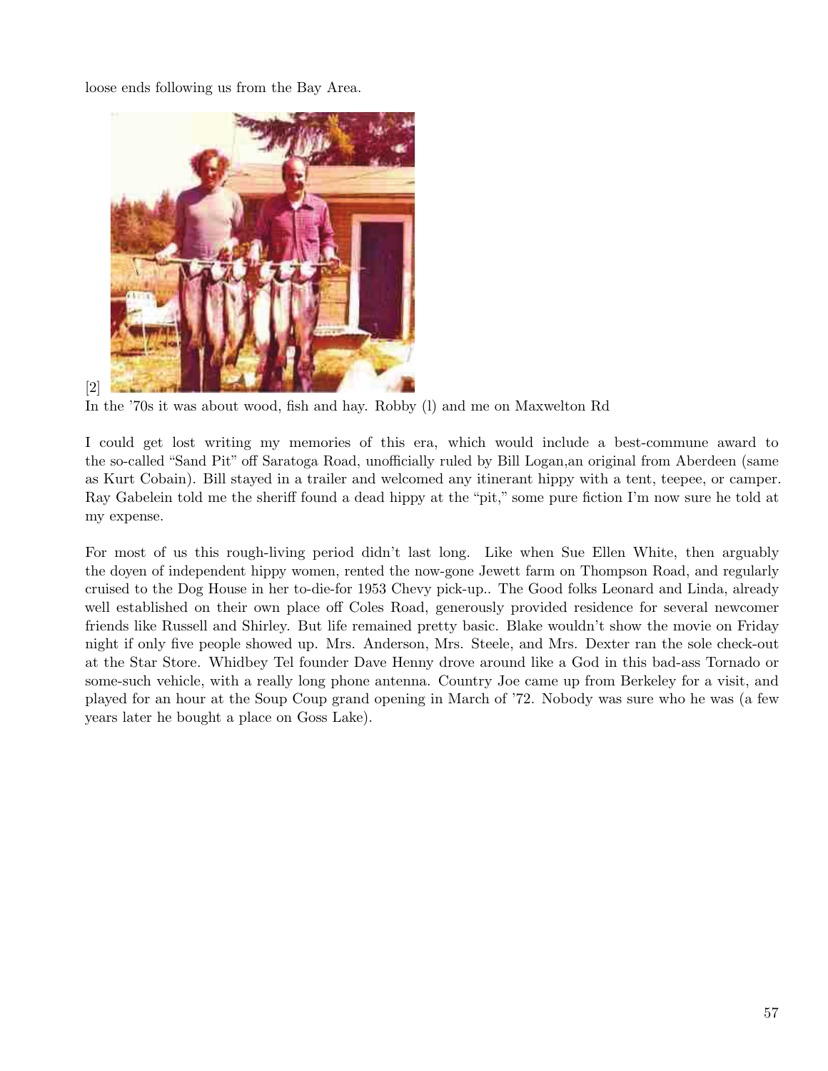loose ends following us from the Bay Area.

[2]

In the '70s it was about wood, fish and hay. Robby (l) and me on Maxwelton Rd

I could get lost writing my memories of this era, which would include a best-commune award to the so-called "Sand Pit" off Saratoga Road, unofficially ruled by Bill Logan,an original from Aberdeen (same as Kurt Cobain). Bill stayed in a trailer and welcomed any itinerant hippy with a tent, teepee, or camper. Ray Gabelein told me the sheriff found a dead hippy at the "pit," some pure fiction I'm now sure he told at my expense.

For most of us this rough-living period didn't last long. Like when Sue Ellen White, then arguably the doyen of independent hippy women, rented the now-gone Jewett farm on Thompson Road, and regularly cruised to the Dog House in her to-die-for 1953 Chevy pick-up.. The Good folks Leonard and Linda, already well established on their own place off Coles Road, generously provided residence for several newcomer friends like Russell and Shirley. But life remained pretty basic. Blake wouldn't show the movie on Friday night if only five people showed up. Mrs. Anderson, Mrs. Steele, and Mrs. Dexter ran the sole check-out at the Star Store. Whidbey Tel founder Dave Henny drove around like a God in this bad-ass Tornado or some-such vehicle, with a really long phone antenna. Country Joe came up from Berkeley for a visit, and played for an hour at the Soup Coup grand opening in March of '72. Nobody was sure who he was (a few years later he bought a place on Goss Lake).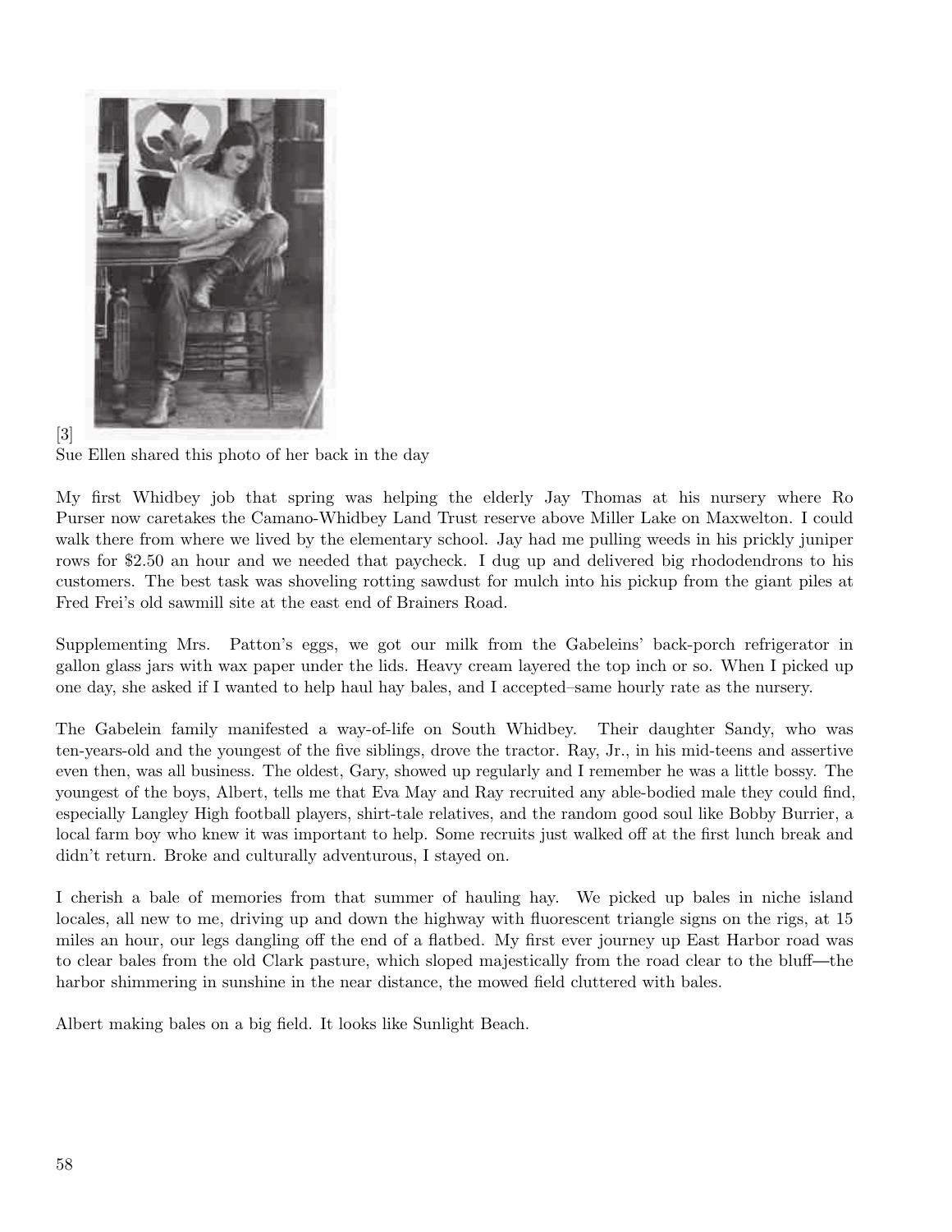[3]
Sue Ellen shared this photo of her back in the day

My first Whidbey job that spring was helping the elderly Jay Thomas at his nursery where Ro Purser now caretakes the Camano-Whidbey Land Trust reserve above Miller Lake on Maxwelton. I could walk there from where we lived by the elementary school. Jay had me pulling weeds in his prickly juniper rows for $2.50 an hour and we needed that paycheck. I dug up and delivered big rhododendrons to his customers. The best task was shoveling rotting sawdust for mulch into his pickup from the giant piles at Fred Frei's old sawmill site at the east end of Brainers Road.

Supplementing Mrs. Patton's eggs, we got our milk from the Gabeleins' back-porch refrigerator in gallon glass jars with wax paper under the lids. Heavy cream layered the top inch or so. When I picked up one day, she asked if I wanted to help haul hay bales, and I accepted–same hourly rate as the nursery.

The Gabelein family manifested a way-of-life on South Whidbey. Their daughter Sandy, who was ten-years-old and the youngest of the five siblings, drove the tractor. Ray, Jr., in his mid-teens and assertive even then, was all business. The oldest, Gary, showed up regularly and I remember he was a little bossy. The youngest of the boys, Albert, tells me that Eva May and Ray recruited any able-bodied male they could find, especially Langley High football players, shirt-tale relatives, and the random good soul like Bobby Burrier, a local farm boy who knew it was important to help. Some recruits just walked off at the first lunch break and didn't return. Broke and culturally adventurous, I stayed on.

I cherish a bale of memories from that summer of hauling hay. We picked up bales in niche island locales, all new to me, driving up and down the highway with fluorescent triangle signs on the rigs, at 15 miles an hour, our legs dangling off the end of a flatbed. My first ever journey up East Harbor road was to clear bales from the old Clark pasture, which sloped majestically from the road clear to the bluff—the harbor shimmering in sunshine in the near distance, the mowed field cluttered with bales.

Albert making bales on a big field. It looks like Sunlight Beach.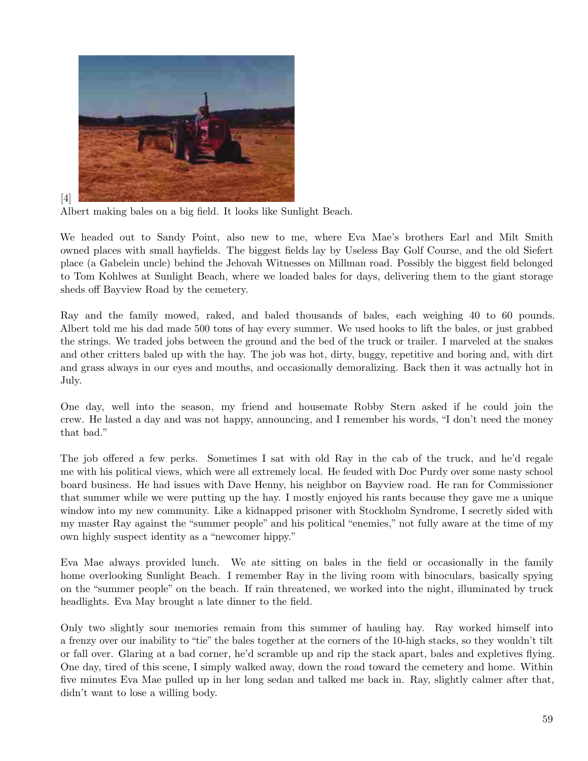[4]

Albert making bales on a big field. It looks like Sunlight Beach.

We headed out to Sandy Point, also new to me, where Eva Mae's brothers Earl and Milt Smith owned places with small hayfields. The biggest fields lay by Useless Bay Golf Course, and the old Siefert place (a Gabelein uncle) behind the Jehovah Witnesses on Millman road. Possibly the biggest field belonged to Tom Kohlwes at Sunlight Beach, where we loaded bales for days, delivering them to the giant storage sheds off Bayview Road by the cemetery.

Ray and the family mowed, raked, and baled thousands of bales, each weighing 40 to 60 pounds. Albert told me his dad made 500 tons of hay every summer. We used hooks to lift the bales, or just grabbed the strings. We traded jobs between the ground and the bed of the truck or trailer. I marveled at the snakes and other critters baled up with the hay. The job was hot, dirty, buggy, repetitive and boring and, with dirt and grass always in our eyes and mouths, and occasionally demoralizing. Back then it was actually hot in July.

One day, well into the season, my friend and housemate Robby Stern asked if he could join the crew. He lasted a day and was not happy, announcing, and I remember his words, "I don't need the money that bad."

The job offered a few perks. Sometimes I sat with old Ray in the cab of the truck, and he'd regale me with his political views, which were all extremely local. He feuded with Doc Purdy over some nasty school board business. He had issues with Dave Henny, his neighbor on Bayview road. He ran for Commissioner that summer while we were putting up the hay. I mostly enjoyed his rants because they gave me a unique window into my new community. Like a kidnapped prisoner with Stockholm Syndrome, I secretly sided with my master Ray against the "summer people" and his political "enemies," not fully aware at the time of my own highly suspect identity as a "newcomer hippy."

Eva Mae always provided lunch. We ate sitting on bales in the field or occasionally in the family home overlooking Sunlight Beach. I remember Ray in the living room with binoculars, basically spying on the "summer people" on the beach. If rain threatened, we worked into the night, illuminated by truck headlights. Eva May brought a late dinner to the field.

Only two slightly sour memories remain from this summer of hauling hay. Ray worked himself into a frenzy over our inability to "tie" the bales together at the corners of the 10-high stacks, so they wouldn't tilt or fall over. Glaring at a bad corner, he'd scramble up and rip the stack apart, bales and expletives flying. One day, tired of this scene, I simply walked away, down the road toward the cemetery and home. Within five minutes Eva Mae pulled up in her long sedan and talked me back in. Ray, slightly calmer after that, didn't want to lose a willing body.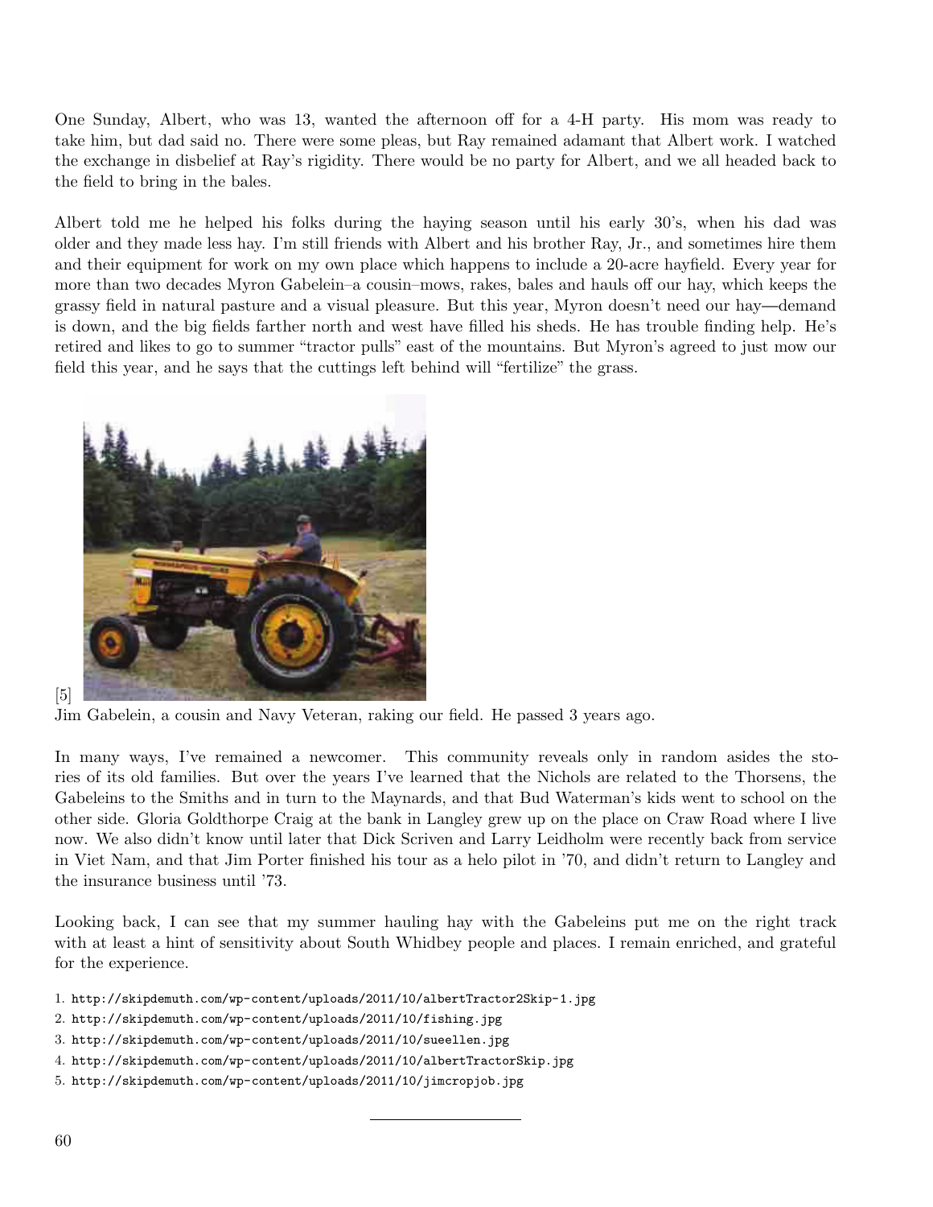One Sunday, Albert, who was 13, wanted the afternoon off for a 4-H party. His mom was ready to take him, but dad said no. There were some pleas, but Ray remained adamant that Albert work. I watched the exchange in disbelief at Ray's rigidity. There would be no party for Albert, and we all headed back to the field to bring in the bales.

Albert told me he helped his folks during the haying season until his early 30's, when his dad was older and they made less hay. I'm still friends with Albert and his brother Ray, Jr., and sometimes hire them and their equipment for work on my own place which happens to include a 20-acre hayfield. Every year for more than two decades Myron Gabelein–a cousin–mows, rakes, bales and hauls off our hay, which keeps the grassy field in natural pasture and a visual pleasure. But this year, Myron doesn't need our hay—demand is down, and the big fields farther north and west have filled his sheds. He has trouble finding help. He's retired and likes to go to summer "tractor pulls" east of the mountains. But Myron's agreed to just mow our field this year, and he says that the cuttings left behind will "fertilize" the grass.

[5]

Jim Gabelein, a cousin and Navy Veteran, raking our field. He passed 3 years ago.

In many ways, I've remained a newcomer. This community reveals only in random asides the stories of its old families. But over the years I've learned that the Nichols are related to the Thorsens, the Gabeleins to the Smiths and in turn to the Maynards, and that Bud Waterman's kids went to school on the other side. Gloria Goldthorpe Craig at the bank in Langley grew up on the place on Craw Road where I live now. We also didn't know until later that Dick Scriven and Larry Leidholm were recently back from service in Viet Nam, and that Jim Porter finished his tour as a helo pilot in '70, and didn't return to Langley and the insurance business until '73.

Looking back, I can see that my summer hauling hay with the Gabeleins put me on the right track with at least a hint of sensitivity about South Whidbey people and places. I remain enriched, and grateful for the experience.

1. http://skipdemuth.com/wp-content/uploads/2011/10/albertTractor2Skip-1.jpg
2. http://skipdemuth.com/wp-content/uploads/2011/10/fishing.jpg
3. http://skipdemuth.com/wp-content/uploads/2011/10/sueellen.jpg
4. http://skipdemuth.com/wp-content/uploads/2011/10/albertTractorSkip.jpg
5. http://skipdemuth.com/wp-content/uploads/2011/10/jimcropjob.jpg